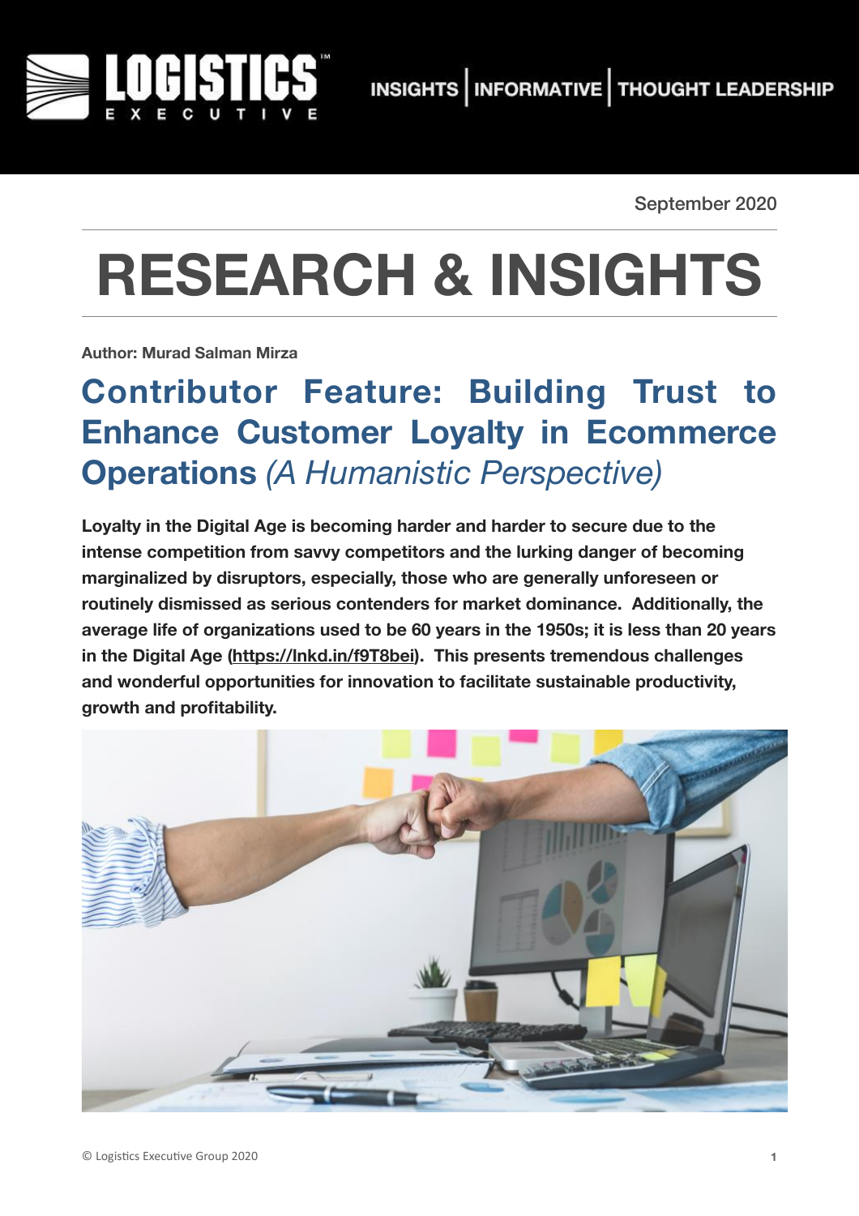September 2020

# RESEARCH & INSIGHTS

**Author: Murad Salman Mirza**

## Contributor Feature: Building Trust to Enhance Customer Loyalty in Ecommerce Operations *(A Humanistic Perspective)*

**Loyalty in the Digital Age is becoming harder and harder to secure due to the intense competition from savvy competitors and the lurking danger of becoming marginalized by disruptors, especially, those who are generally unforeseen or routinely dismissed as serious contenders for market dominance. Additionally, the average life of organizations used to be 60 years in the 1950s; it is less than 20 years in the Digital Age (https://lnkd.in/f9T8bei). This presents tremendous challenges and wonderful opportunities for innovation to facilitate sustainable productivity, growth and profitability.**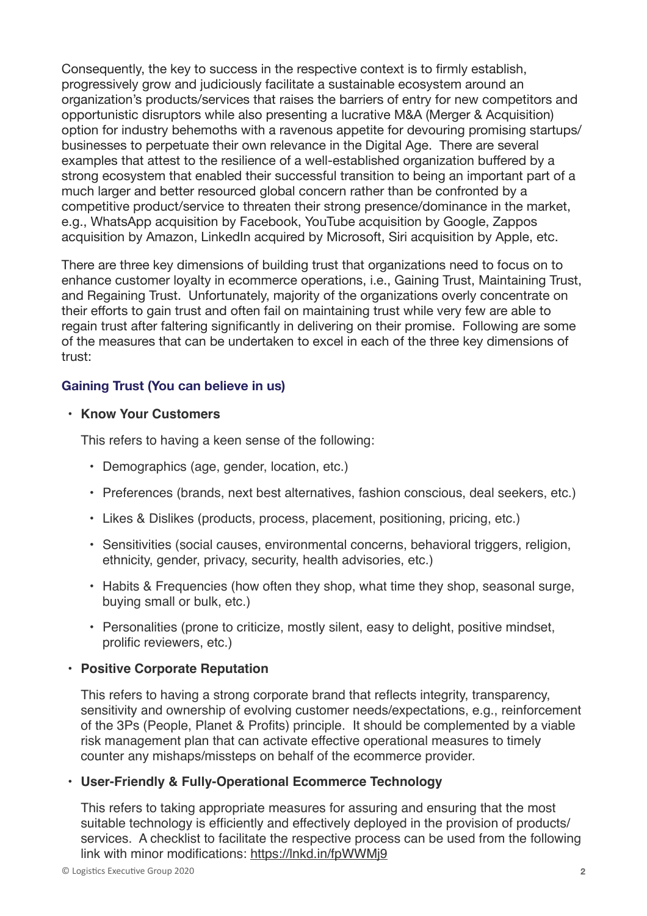Consequently, the key to success in the respective context is to firmly establish, progressively grow and judiciously facilitate a sustainable ecosystem around an organization's products/services that raises the barriers of entry for new competitors and opportunistic disruptors while also presenting a lucrative M&A (Merger & Acquisition) option for industry behemoths with a ravenous appetite for devouring promising startups/ businesses to perpetuate their own relevance in the Digital Age. There are several examples that attest to the resilience of a well-established organization buffered by a strong ecosystem that enabled their successful transition to being an important part of a much larger and better resourced global concern rather than be confronted by a competitive product/service to threaten their strong presence/dominance in the market, e.g., WhatsApp acquisition by Facebook, YouTube acquisition by Google, Zappos acquisition by Amazon, LinkedIn acquired by Microsoft, Siri acquisition by Apple, etc.

There are three key dimensions of building trust that organizations need to focus on to enhance customer loyalty in ecommerce operations, i.e., Gaining Trust, Maintaining Trust, and Regaining Trust. Unfortunately, majority of the organizations overly concentrate on their efforts to gain trust and often fail on maintaining trust while very few are able to regain trust after faltering significantly in delivering on their promise. Following are some of the measures that can be undertaken to excel in each of the three key dimensions of trust:

### Gaining Trust (You can believe in us)

- **Know Your Customers**

  This refers to having a keen sense of the following:

  - Demographics (age, gender, location, etc.)
  - Preferences (brands, next best alternatives, fashion conscious, deal seekers, etc.)
  - Likes & Dislikes (products, process, placement, positioning, pricing, etc.)
  - Sensitivities (social causes, environmental concerns, behavioral triggers, religion, ethnicity, gender, privacy, security, health advisories, etc.)
  - Habits & Frequencies (how often they shop, what time they shop, seasonal surge, buying small or bulk, etc.)
  - Personalities (prone to criticize, mostly silent, easy to delight, positive mindset, prolific reviewers, etc.)

- **Positive Corporate Reputation**

  This refers to having a strong corporate brand that reflects integrity, transparency, sensitivity and ownership of evolving customer needs/expectations, e.g., reinforcement of the 3Ps (People, Planet & Profits) principle. It should be complemented by a viable risk management plan that can activate effective operational measures to timely counter any mishaps/missteps on behalf of the ecommerce provider.

- **User-Friendly & Fully-Operational Ecommerce Technology**

  This refers to taking appropriate measures for assuring and ensuring that the most suitable technology is efficiently and effectively deployed in the provision of products/ services. A checklist to facilitate the respective process can be used from the following link with minor modifications: https://lnkd.in/fpWWMj9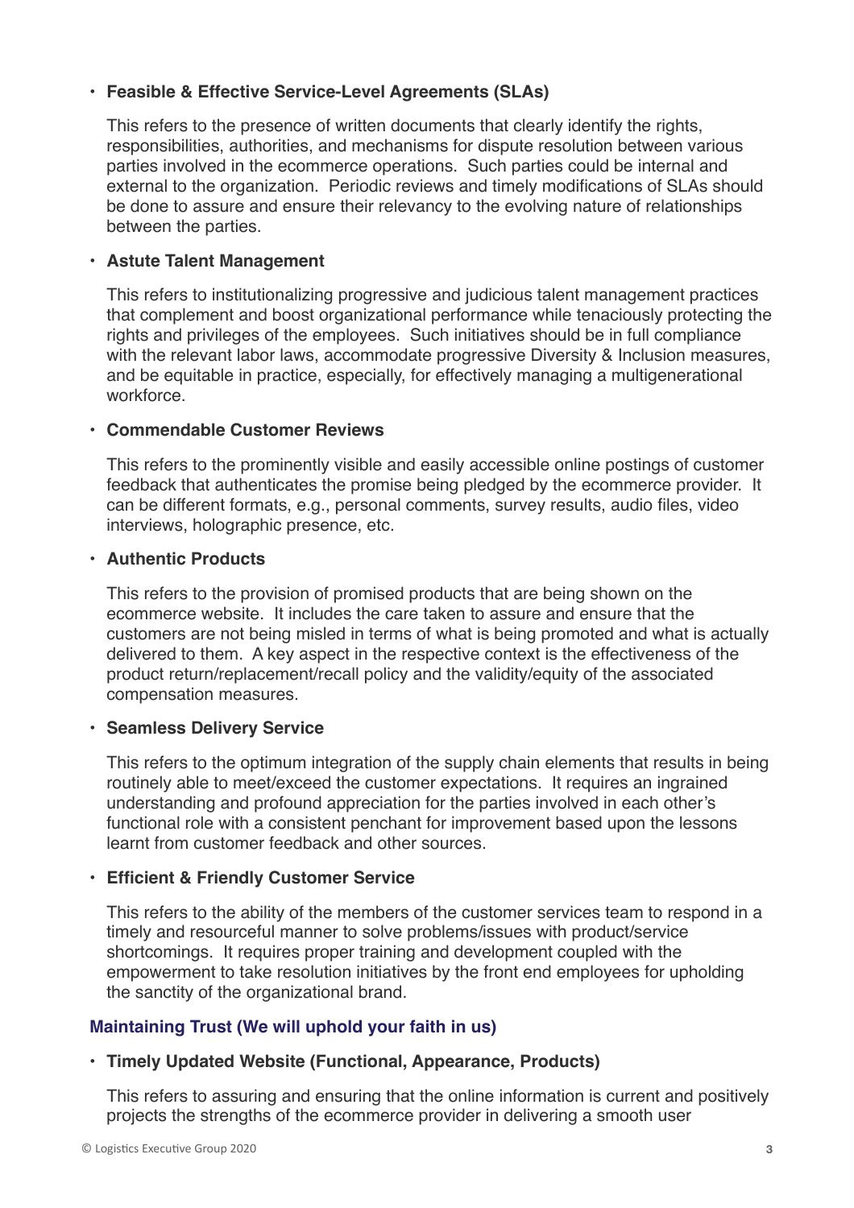- **Feasible & Effective Service-Level Agreements (SLAs)**

  This refers to the presence of written documents that clearly identify the rights, responsibilities, authorities, and mechanisms for dispute resolution between various parties involved in the ecommerce operations. Such parties could be internal and external to the organization. Periodic reviews and timely modifications of SLAs should be done to assure and ensure their relevancy to the evolving nature of relationships between the parties.

- **Astute Talent Management**

  This refers to institutionalizing progressive and judicious talent management practices that complement and boost organizational performance while tenaciously protecting the rights and privileges of the employees. Such initiatives should be in full compliance with the relevant labor laws, accommodate progressive Diversity & Inclusion measures, and be equitable in practice, especially, for effectively managing a multigenerational workforce.

- **Commendable Customer Reviews**

  This refers to the prominently visible and easily accessible online postings of customer feedback that authenticates the promise being pledged by the ecommerce provider. It can be different formats, e.g., personal comments, survey results, audio files, video interviews, holographic presence, etc.

- **Authentic Products**

  This refers to the provision of promised products that are being shown on the ecommerce website. It includes the care taken to assure and ensure that the customers are not being misled in terms of what is being promoted and what is actually delivered to them. A key aspect in the respective context is the effectiveness of the product return/replacement/recall policy and the validity/equity of the associated compensation measures.

- **Seamless Delivery Service**

  This refers to the optimum integration of the supply chain elements that results in being routinely able to meet/exceed the customer expectations. It requires an ingrained understanding and profound appreciation for the parties involved in each other's functional role with a consistent penchant for improvement based upon the lessons learnt from customer feedback and other sources.

- **Efficient & Friendly Customer Service**

  This refers to the ability of the members of the customer services team to respond in a timely and resourceful manner to solve problems/issues with product/service shortcomings. It requires proper training and development coupled with the empowerment to take resolution initiatives by the front end employees for upholding the sanctity of the organizational brand.

### Maintaining Trust (We will uphold your faith in us)

- **Timely Updated Website (Functional, Appearance, Products)**

  This refers to assuring and ensuring that the online information is current and positively projects the strengths of the ecommerce provider in delivering a smooth user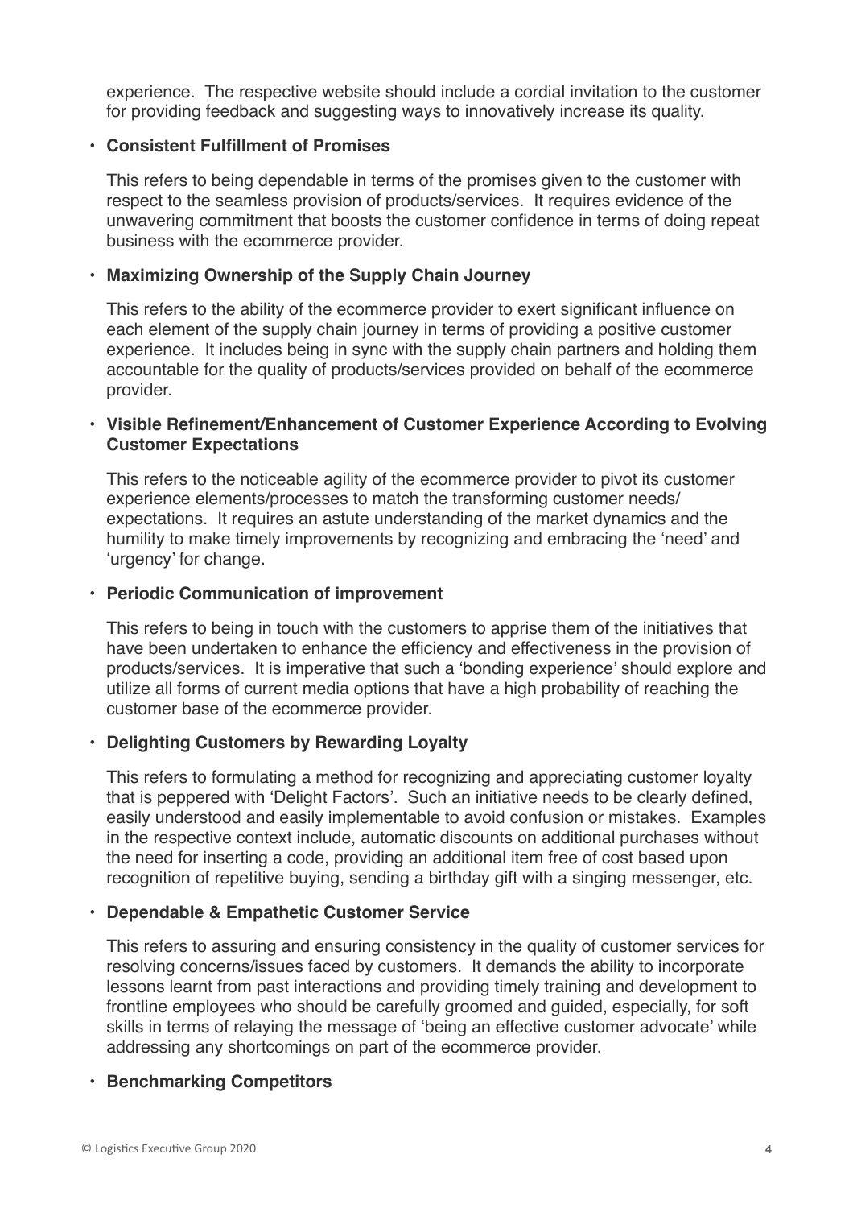experience. The respective website should include a cordial invitation to the customer for providing feedback and suggesting ways to innovatively increase its quality.

- **Consistent Fulfillment of Promises**

  This refers to being dependable in terms of the promises given to the customer with respect to the seamless provision of products/services. It requires evidence of the unwavering commitment that boosts the customer confidence in terms of doing repeat business with the ecommerce provider.

- **Maximizing Ownership of the Supply Chain Journey**

  This refers to the ability of the ecommerce provider to exert significant influence on each element of the supply chain journey in terms of providing a positive customer experience. It includes being in sync with the supply chain partners and holding them accountable for the quality of products/services provided on behalf of the ecommerce provider.

- **Visible Refinement/Enhancement of Customer Experience According to Evolving Customer Expectations**

  This refers to the noticeable agility of the ecommerce provider to pivot its customer experience elements/processes to match the transforming customer needs/expectations. It requires an astute understanding of the market dynamics and the humility to make timely improvements by recognizing and embracing the 'need' and 'urgency' for change.

- **Periodic Communication of improvement**

  This refers to being in touch with the customers to apprise them of the initiatives that have been undertaken to enhance the efficiency and effectiveness in the provision of products/services. It is imperative that such a 'bonding experience' should explore and utilize all forms of current media options that have a high probability of reaching the customer base of the ecommerce provider.

- **Delighting Customers by Rewarding Loyalty**

  This refers to formulating a method for recognizing and appreciating customer loyalty that is peppered with 'Delight Factors'. Such an initiative needs to be clearly defined, easily understood and easily implementable to avoid confusion or mistakes. Examples in the respective context include, automatic discounts on additional purchases without the need for inserting a code, providing an additional item free of cost based upon recognition of repetitive buying, sending a birthday gift with a singing messenger, etc.

- **Dependable & Empathetic Customer Service**

  This refers to assuring and ensuring consistency in the quality of customer services for resolving concerns/issues faced by customers. It demands the ability to incorporate lessons learnt from past interactions and providing timely training and development to frontline employees who should be carefully groomed and guided, especially, for soft skills in terms of relaying the message of 'being an effective customer advocate' while addressing any shortcomings on part of the ecommerce provider.

- **Benchmarking Competitors**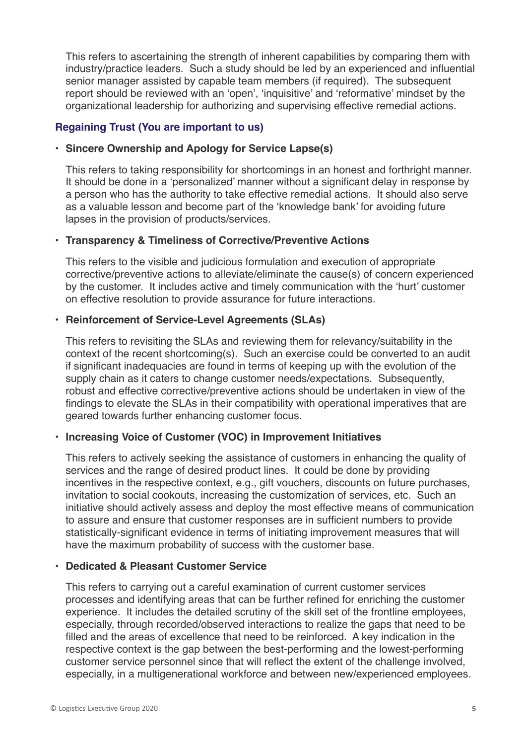This refers to ascertaining the strength of inherent capabilities by comparing them with industry/practice leaders. Such a study should be led by an experienced and influential senior manager assisted by capable team members (if required). The subsequent report should be reviewed with an 'open', 'inquisitive' and 'reformative' mindset by the organizational leadership for authorizing and supervising effective remedial actions.

### Regaining Trust (You are important to us)

- **Sincere Ownership and Apology for Service Lapse(s)**

  This refers to taking responsibility for shortcomings in an honest and forthright manner. It should be done in a 'personalized' manner without a significant delay in response by a person who has the authority to take effective remedial actions. It should also serve as a valuable lesson and become part of the 'knowledge bank' for avoiding future lapses in the provision of products/services.

- **Transparency & Timeliness of Corrective/Preventive Actions**

  This refers to the visible and judicious formulation and execution of appropriate corrective/preventive actions to alleviate/eliminate the cause(s) of concern experienced by the customer. It includes active and timely communication with the 'hurt' customer on effective resolution to provide assurance for future interactions.

- **Reinforcement of Service-Level Agreements (SLAs)**

  This refers to revisiting the SLAs and reviewing them for relevancy/suitability in the context of the recent shortcoming(s). Such an exercise could be converted to an audit if significant inadequacies are found in terms of keeping up with the evolution of the supply chain as it caters to change customer needs/expectations. Subsequently, robust and effective corrective/preventive actions should be undertaken in view of the findings to elevate the SLAs in their compatibility with operational imperatives that are geared towards further enhancing customer focus.

- **Increasing Voice of Customer (VOC) in Improvement Initiatives**

  This refers to actively seeking the assistance of customers in enhancing the quality of services and the range of desired product lines. It could be done by providing incentives in the respective context, e.g., gift vouchers, discounts on future purchases, invitation to social cookouts, increasing the customization of services, etc. Such an initiative should actively assess and deploy the most effective means of communication to assure and ensure that customer responses are in sufficient numbers to provide statistically-significant evidence in terms of initiating improvement measures that will have the maximum probability of success with the customer base.

- **Dedicated & Pleasant Customer Service**

  This refers to carrying out a careful examination of current customer services processes and identifying areas that can be further refined for enriching the customer experience. It includes the detailed scrutiny of the skill set of the frontline employees, especially, through recorded/observed interactions to realize the gaps that need to be filled and the areas of excellence that need to be reinforced. A key indication in the respective context is the gap between the best-performing and the lowest-performing customer service personnel since that will reflect the extent of the challenge involved, especially, in a multigenerational workforce and between new/experienced employees.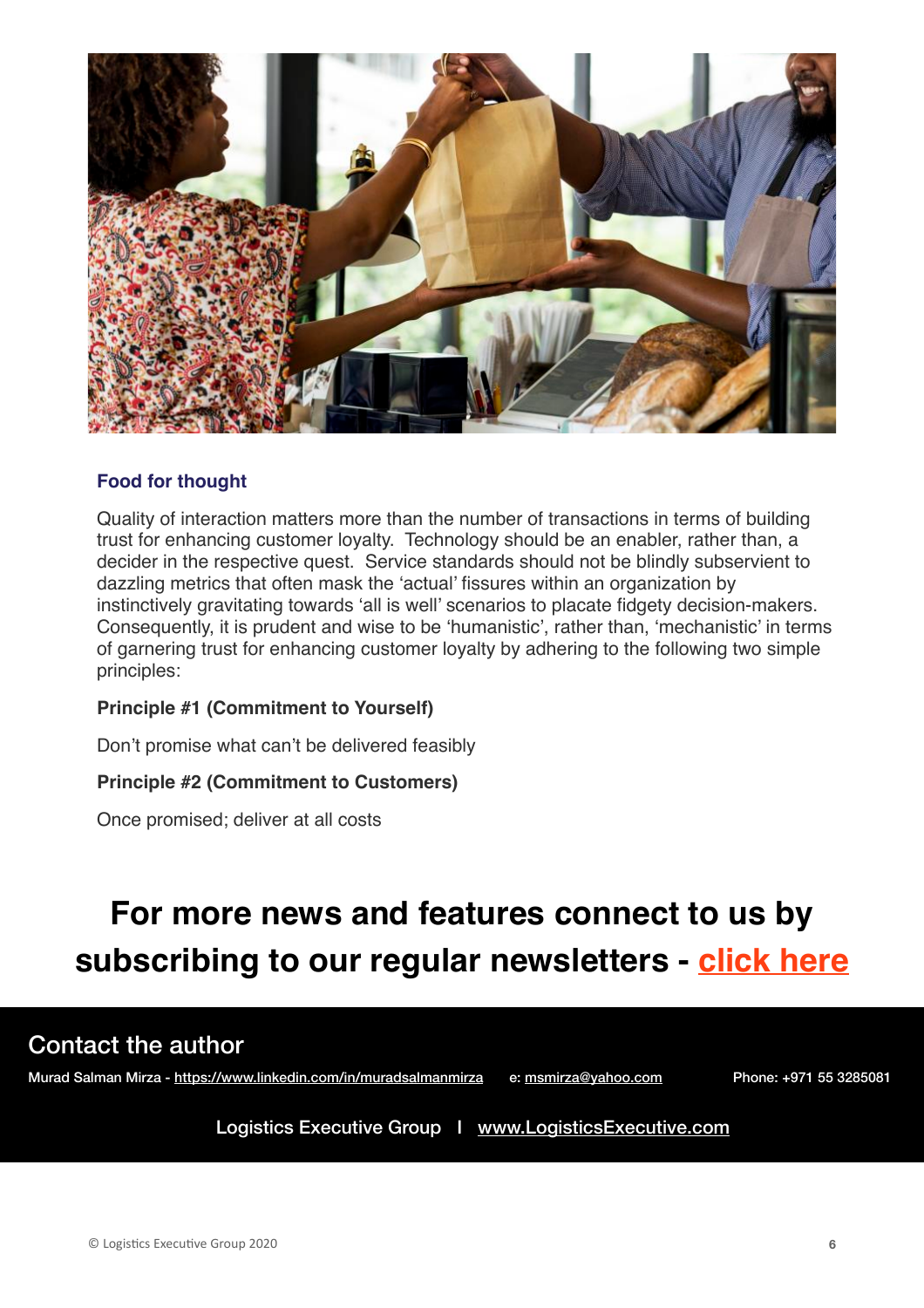### Food for thought

Quality of interaction matters more than the number of transactions in terms of building trust for enhancing customer loyalty. Technology should be an enabler, rather than, a decider in the respective quest. Service standards should not be blindly subservient to dazzling metrics that often mask the 'actual' fissures within an organization by instinctively gravitating towards 'all is well' scenarios to placate fidgety decision-makers. Consequently, it is prudent and wise to be 'humanistic', rather than, 'mechanistic' in terms of garnering trust for enhancing customer loyalty by adhering to the following two simple principles:

**Principle #1 (Commitment to Yourself)**

Don't promise what can't be delivered feasibly

**Principle #2 (Commitment to Customers)**

Once promised; deliver at all costs

## For more news and features connect to us by subscribing to our regular newsletters - click here

## Contact the author

Murad Salman Mirza - https://www.linkedin.com/in/muradsalmanmirza e: msmirza@yahoo.com Phone: +971 55 3285081

Logistics Executive Group I www.LogisticsExecutive.com

© Logistics Executive Group 2020